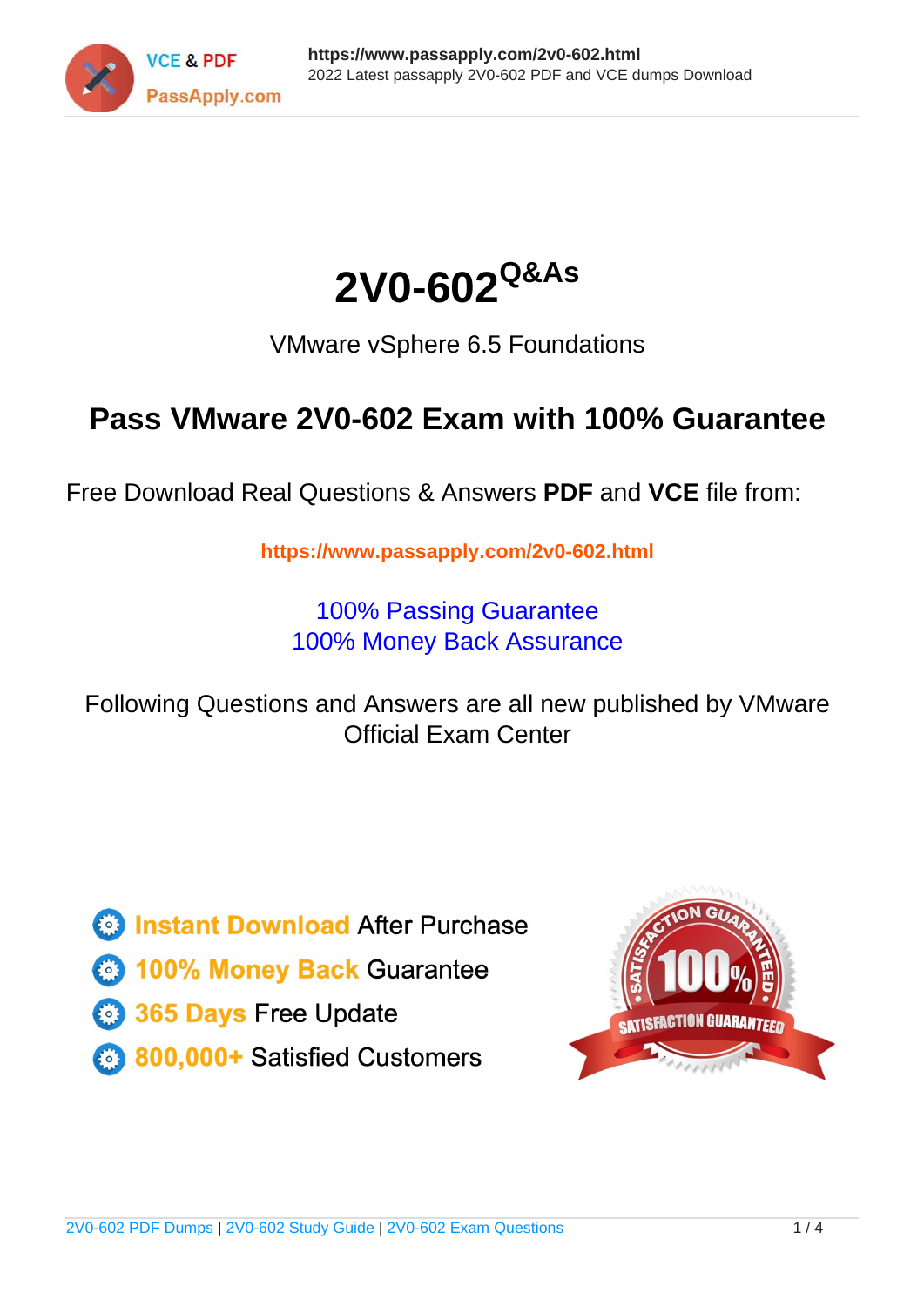# 2V0-602^Q&As

VMware vSphere 6.5 Foundations

## Pass VMware 2V0-602 Exam with 100% Guarantee

Free Download Real Questions & Answers **PDF** and **VCE** file from:

https://www.passapply.com/2v0-602.html

100% Passing Guarantee
100% Money Back Assurance

Following Questions and Answers are all new published by VMware Official Exam Center

- **Instant Download** After Purchase
- **100% Money Back** Guarantee
- **365 Days** Free Update
- **800,000+** Satisfied Customers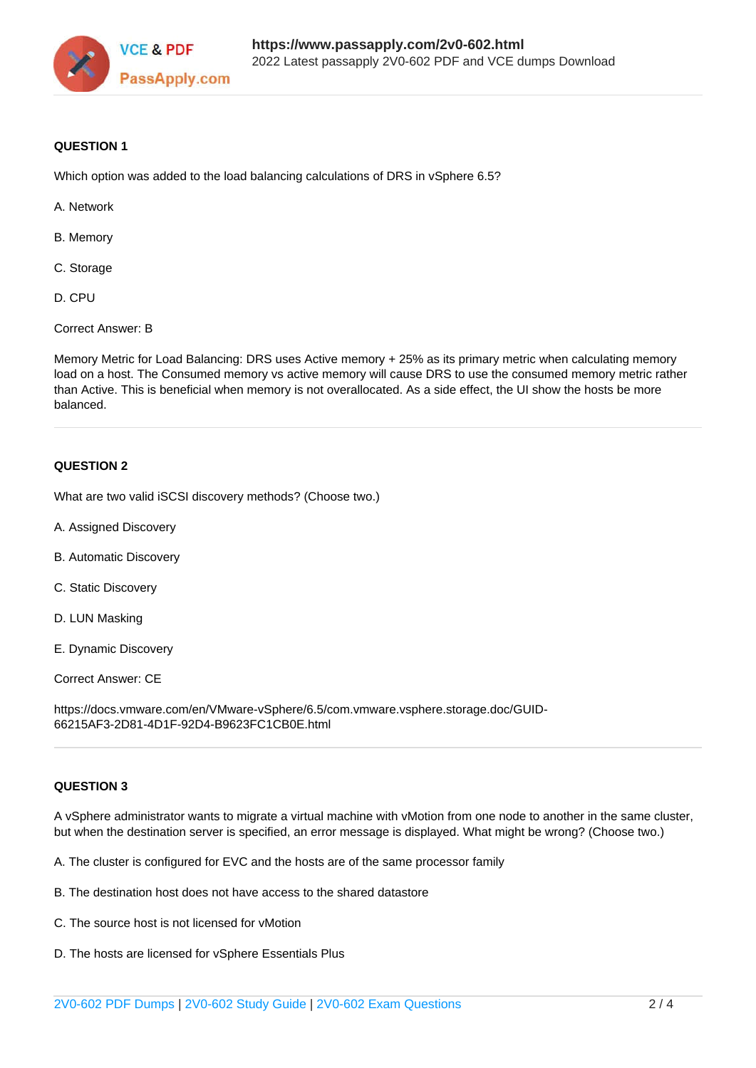**QUESTION 1**

Which option was added to the load balancing calculations of DRS in vSphere 6.5?

A. Network

B. Memory

C. Storage

D. CPU

Correct Answer: B

Memory Metric for Load Balancing: DRS uses Active memory + 25% as its primary metric when calculating memory load on a host. The Consumed memory vs active memory will cause DRS to use the consumed memory metric rather than Active. This is beneficial when memory is not overallocated. As a side effect, the UI show the hosts be more balanced.

---

**QUESTION 2**

What are two valid iSCSI discovery methods? (Choose two.)

A. Assigned Discovery

B. Automatic Discovery

C. Static Discovery

D. LUN Masking

E. Dynamic Discovery

Correct Answer: CE

https://docs.vmware.com/en/VMware-vSphere/6.5/com.vmware.vsphere.storage.doc/GUID-66215AF3-2D81-4D1F-92D4-B9623FC1CB0E.html

---

**QUESTION 3**

A vSphere administrator wants to migrate a virtual machine with vMotion from one node to another in the same cluster, but when the destination server is specified, an error message is displayed. What might be wrong? (Choose two.)

A. The cluster is configured for EVC and the hosts are of the same processor family

B. The destination host does not have access to the shared datastore

C. The source host is not licensed for vMotion

D. The hosts are licensed for vSphere Essentials Plus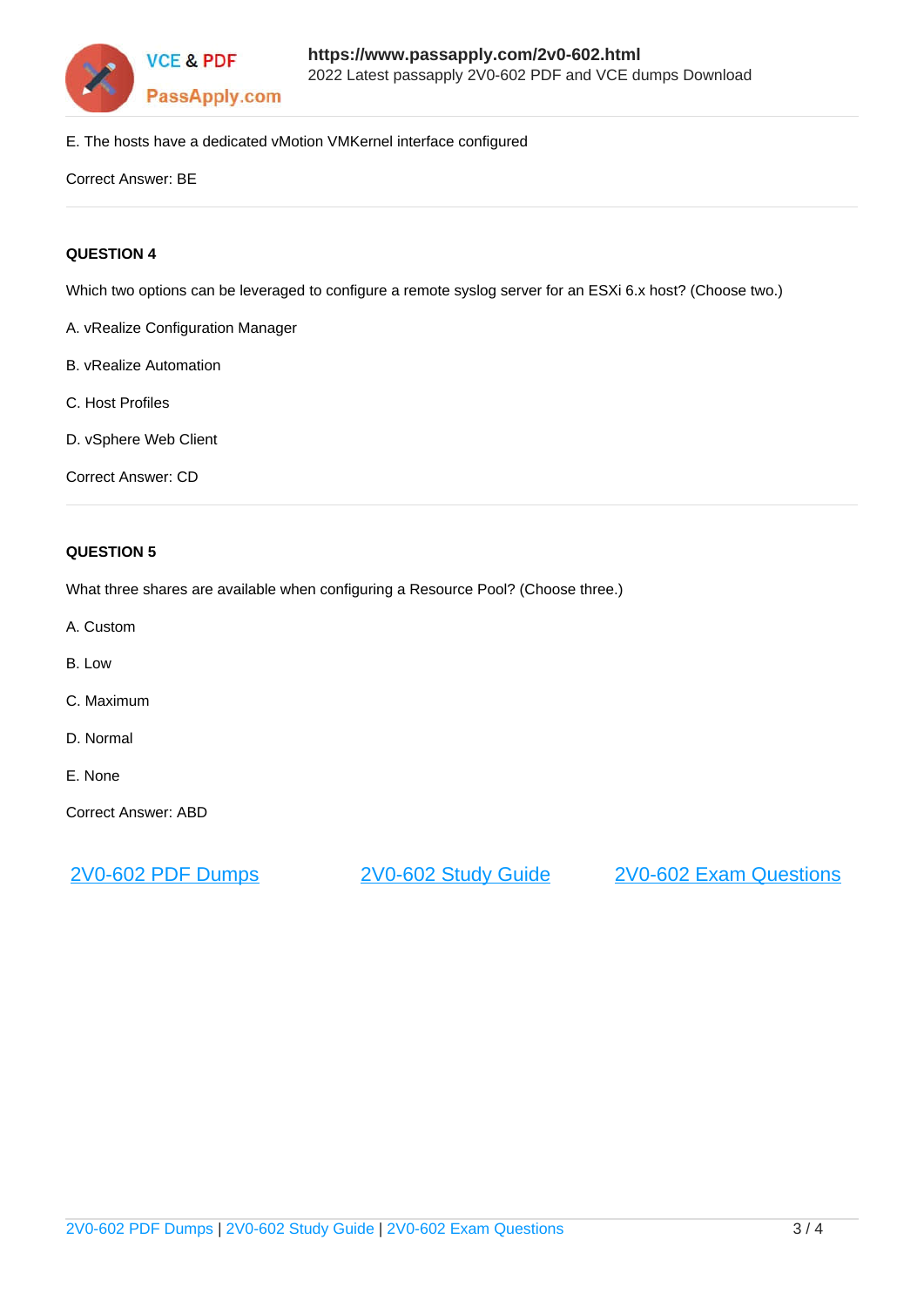E. The hosts have a dedicated vMotion VMKernel interface configured

Correct Answer: BE

---

**QUESTION 4**

Which two options can be leveraged to configure a remote syslog server for an ESXi 6.x host? (Choose two.)

A. vRealize Configuration Manager

B. vRealize Automation

C. Host Profiles

D. vSphere Web Client

Correct Answer: CD

---

**QUESTION 5**

What three shares are available when configuring a Resource Pool? (Choose three.)

A. Custom

B. Low

C. Maximum

D. Normal

E. None

Correct Answer: ABD

2V0-602 PDF Dumps    2V0-602 Study Guide    2V0-602 Exam Questions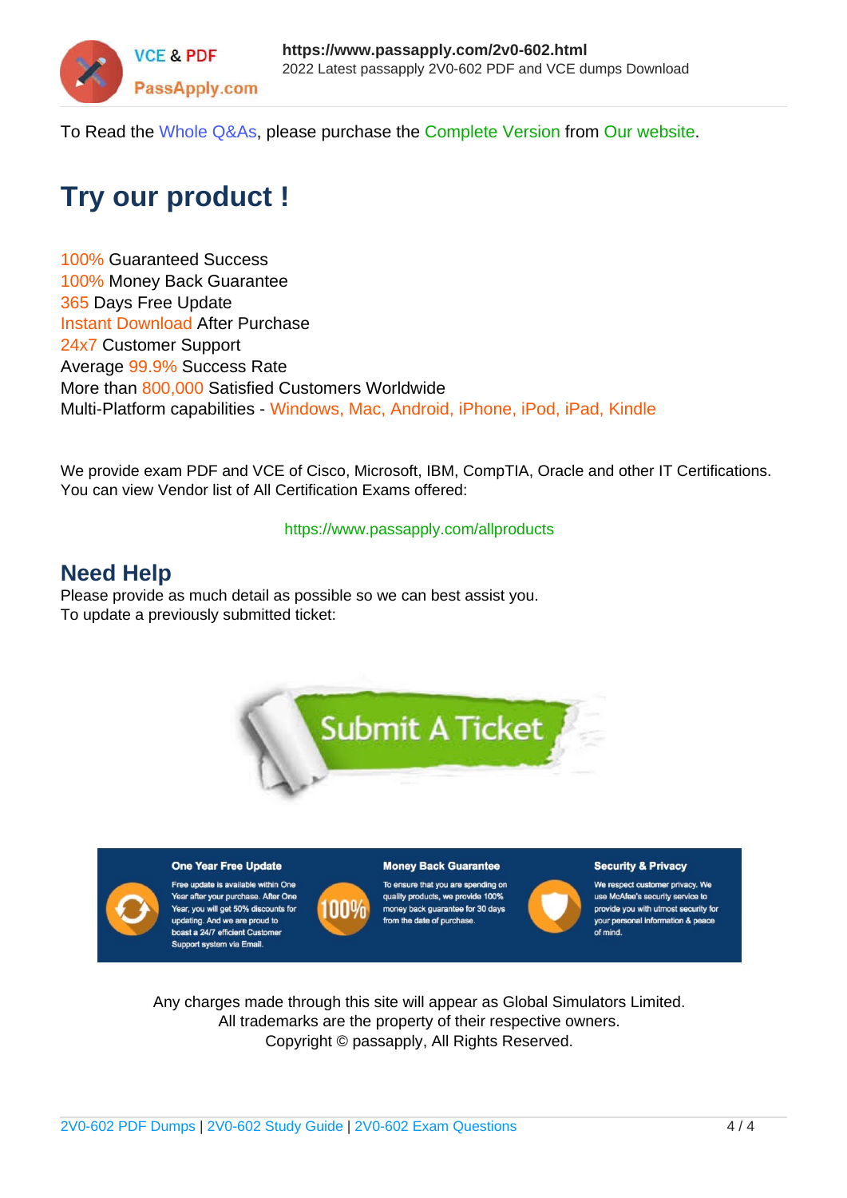To Read the Whole Q&As, please purchase the Complete Version from Our website.

# Try our product !

100% Guaranteed Success
100% Money Back Guarantee
365 Days Free Update
Instant Download After Purchase
24x7 Customer Support
Average 99.9% Success Rate
More than 800,000 Satisfied Customers Worldwide
Multi-Platform capabilities - Windows, Mac, Android, iPhone, iPod, iPad, Kindle

We provide exam PDF and VCE of Cisco, Microsoft, IBM, CompTIA, Oracle and other IT Certifications.
You can view Vendor list of All Certification Exams offered:

https://www.passapply.com/allproducts

## Need Help

Please provide as much detail as possible so we can best assist you.
To update a previously submitted ticket:

Submit A Ticket

**One Year Free Update**
Free update is available within One Year after your purchase. After One Year, you will get 50% discounts for updating. And we are proud to boast a 24/7 efficient Customer Support system via Email.

**Money Back Guarantee**
To ensure that you are spending on quality products, we provide 100% money back guarantee for 30 days from the date of purchase.

**Security & Privacy**
We respect customer privacy. We use McAfee's security service to provide you with utmost security for your personal information & peace of mind.

Any charges made through this site will appear as Global Simulators Limited.
All trademarks are the property of their respective owners.
Copyright © passapply, All Rights Reserved.